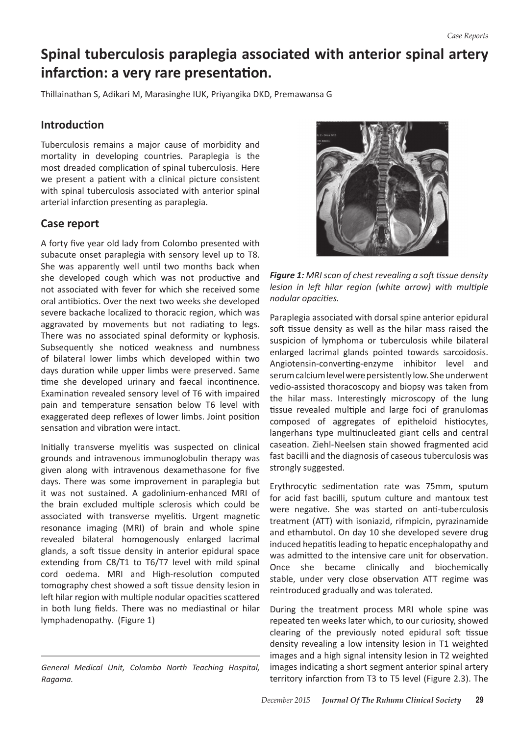# Spinal tuberculosis paraplegia associated with anterior spinal artery infarction: a very rare presentation.

Thillainathan S, Adikari M, Marasinghe IUK, Priyangika DKD, Premawansa G

## Introduction

Tuberculosis remains a major cause of morbidity and mortality in developing countries. Paraplegia is the most dreaded complication of spinal tuberculosis. Here we present a patient with a clinical picture consistent with spinal tuberculosis associated with anterior spinal arterial infarction presenting as paraplegia.

## Case report

A forty five year old lady from Colombo presented with subacute onset paraplegia with sensory level up to T8. She was apparently well until two months back when she developed cough which was not productive and not associated with fever for which she received some oral antibiotics. Over the next two weeks she developed severe backache localized to thoracic region, which was aggravated by movements but not radiating to legs. There was no associated spinal deformity or kyphosis. Subsequently she noticed weakness and numbness of bilateral lower limbs which developed within two days duration while upper limbs were preserved. Same time she developed urinary and faecal incontinence. Examination revealed sensory level of T6 with impaired pain and temperature sensation below T6 level with exaggerated deep reflexes of lower limbs. Joint position sensation and vibration were intact.

Initially transverse myelitis was suspected on clinical grounds and intravenous immunoglobulin therapy was given along with intravenous dexamethasone for five days. There was some improvement in paraplegia but it was not sustained. A gadolinium-enhanced MRI of the brain excluded multiple sclerosis which could be associated with transverse myelitis. Urgent magnetic resonance imaging (MRI) of brain and whole spine revealed bilateral homogenously enlarged lacrimal glands, a soft tissue density in anterior epidural space extending from C8/T1 to T6/T7 level with mild spinal cord oedema. MRI and High-resolution computed tomography chest showed a soft tissue density lesion in left hilar region with multiple nodular opacities scattered in both lung fields. There was no mediastinal or hilar lymphadenopathy. (Figure 1)

*General Medical Unit, Colombo North Teaching Hospital, Ragama.*

***Figure 1:*** *MRI scan of chest revealing a soft tissue density lesion in left hilar region (white arrow) with multiple nodular opacities.*

Paraplegia associated with dorsal spine anterior epidural soft tissue density as well as the hilar mass raised the suspicion of lymphoma or tuberculosis while bilateral enlarged lacrimal glands pointed towards sarcoidosis. Angiotensin-converting-enzyme inhibitor level and serum calcium level were persistently low. She underwent vedio-assisted thoracoscopy and biopsy was taken from the hilar mass. Interestingly microscopy of the lung tissue revealed multiple and large foci of granulomas composed of aggregates of epitheloid histiocytes, langerhans type multinucleated giant cells and central caseation. Ziehl-Neelsen stain showed fragmented acid fast bacilli and the diagnosis of caseous tuberculosis was strongly suggested.

Erythrocytic sedimentation rate was 75mm, sputum for acid fast bacilli, sputum culture and mantoux test were negative. She was started on anti-tuberculosis treatment (ATT) with isoniazid, rifmpicin, pyrazinamide and ethambutol. On day 10 she developed severe drug induced hepatitis leading to hepatic encephalopathy and was admitted to the intensive care unit for observation. Once she became clinically and biochemically stable, under very close observation ATT regime was reintroduced gradually and was tolerated.

During the treatment process MRI whole spine was repeated ten weeks later which, to our curiosity, showed clearing of the previously noted epidural soft tissue density revealing a low intensity lesion in T1 weighted images and a high signal intensity lesion in T2 weighted images indicating a short segment anterior spinal artery territory infarction from T3 to T5 level (Figure 2.3). The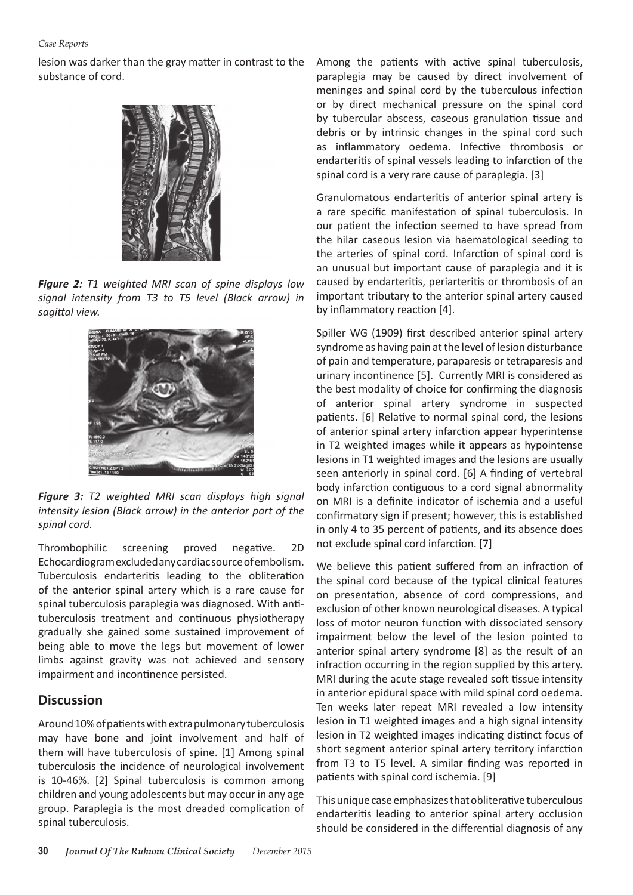lesion was darker than the gray matter in contrast to the substance of cord.

***Figure 2:** T1 weighted MRI scan of spine displays low signal intensity from T3 to T5 level (Black arrow) in sagittal view.*

***Figure 3:** T2 weighted MRI scan displays high signal intensity lesion (Black arrow) in the anterior part of the spinal cord.*

Thrombophilic screening proved negative. 2D Echocardiogram excluded any cardiac source of embolism. Tuberculosis endarteritis leading to the obliteration of the anterior spinal artery which is a rare cause for spinal tuberculosis paraplegia was diagnosed. With anti-tuberculosis treatment and continuous physiotherapy gradually she gained some sustained improvement of being able to move the legs but movement of lower limbs against gravity was not achieved and sensory impairment and incontinence persisted.

## Discussion

Around 10% of patients with extra pulmonary tuberculosis may have bone and joint involvement and half of them will have tuberculosis of spine. [1] Among spinal tuberculosis the incidence of neurological involvement is 10-46%. [2] Spinal tuberculosis is common among children and young adolescents but may occur in any age group. Paraplegia is the most dreaded complication of spinal tuberculosis.

Among the patients with active spinal tuberculosis, paraplegia may be caused by direct involvement of meninges and spinal cord by the tuberculous infection or by direct mechanical pressure on the spinal cord by tubercular abscess, caseous granulation tissue and debris or by intrinsic changes in the spinal cord such as inflammatory oedema. Infective thrombosis or endarteritis of spinal vessels leading to infarction of the spinal cord is a very rare cause of paraplegia. [3]

Granulomatous endarteritis of anterior spinal artery is a rare specific manifestation of spinal tuberculosis. In our patient the infection seemed to have spread from the hilar caseous lesion via haematological seeding to the arteries of spinal cord. Infarction of spinal cord is an unusual but important cause of paraplegia and it is caused by endarteritis, periarteritis or thrombosis of an important tributary to the anterior spinal artery caused by inflammatory reaction [4].

Spiller WG (1909) first described anterior spinal artery syndrome as having pain at the level of lesion disturbance of pain and temperature, paraparesis or tetraparesis and urinary incontinence [5]. Currently MRI is considered as the best modality of choice for confirming the diagnosis of anterior spinal artery syndrome in suspected patients. [6] Relative to normal spinal cord, the lesions of anterior spinal artery infarction appear hyperintense in T2 weighted images while it appears as hypointense lesions in T1 weighted images and the lesions are usually seen anteriorly in spinal cord. [6] A finding of vertebral body infarction contiguous to a cord signal abnormality on MRI is a definite indicator of ischemia and a useful confirmatory sign if present; however, this is established in only 4 to 35 percent of patients, and its absence does not exclude spinal cord infarction. [7]

We believe this patient suffered from an infraction of the spinal cord because of the typical clinical features on presentation, absence of cord compressions, and exclusion of other known neurological diseases. A typical loss of motor neuron function with dissociated sensory impairment below the level of the lesion pointed to anterior spinal artery syndrome [8] as the result of an infraction occurring in the region supplied by this artery. MRI during the acute stage revealed soft tissue intensity in anterior epidural space with mild spinal cord oedema. Ten weeks later repeat MRI revealed a low intensity lesion in T1 weighted images and a high signal intensity lesion in T2 weighted images indicating distinct focus of short segment anterior spinal artery territory infarction from T3 to T5 level. A similar finding was reported in patients with spinal cord ischemia. [9]

This unique case emphasizes that obliterative tuberculous endarteritis leading to anterior spinal artery occlusion should be considered in the differential diagnosis of any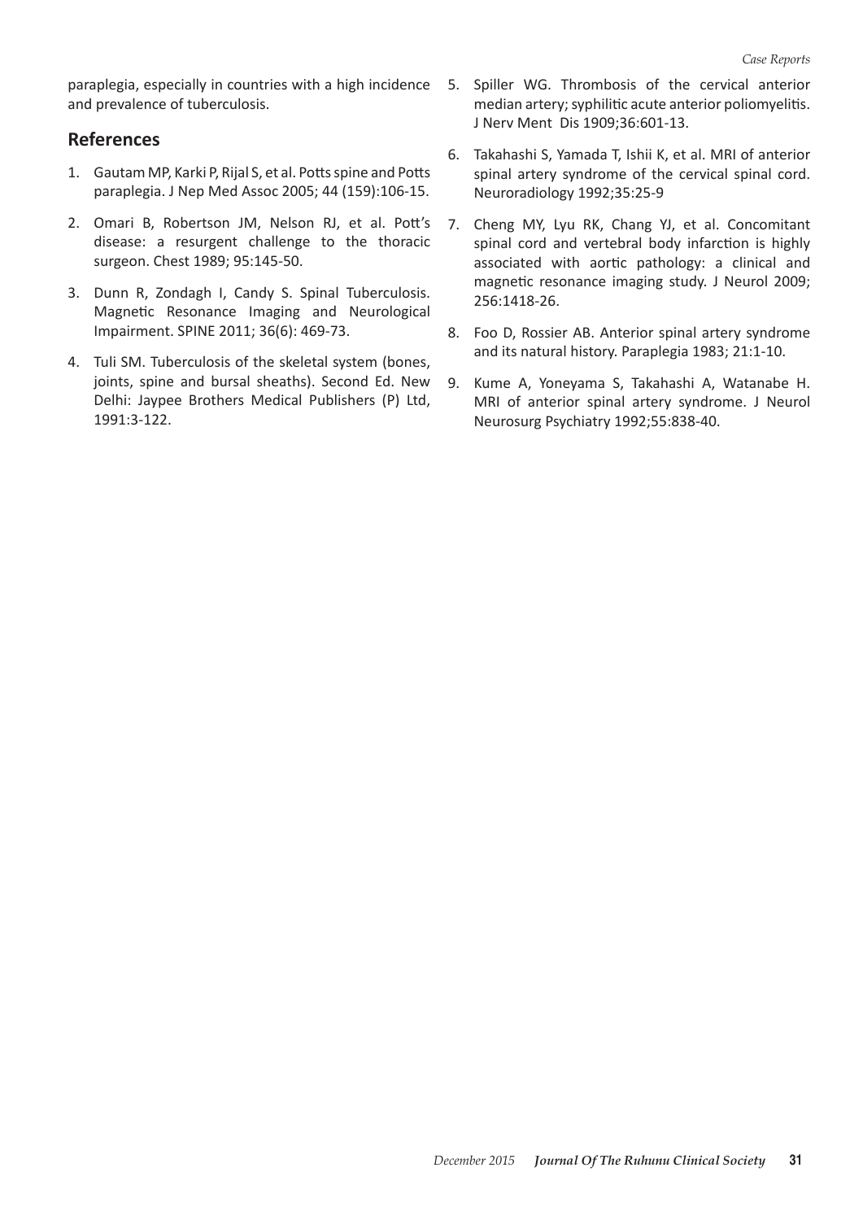paraplegia, especially in countries with a high incidence and prevalence of tuberculosis.

## References

1. Gautam MP, Karki P, Rijal S, et al. Potts spine and Potts paraplegia. J Nep Med Assoc 2005; 44 (159):106-15.
2. Omari B, Robertson JM, Nelson RJ, et al. Pott's disease: a resurgent challenge to the thoracic surgeon. Chest 1989; 95:145-50.
3. Dunn R, Zondagh I, Candy S. Spinal Tuberculosis. Magnetic Resonance Imaging and Neurological Impairment. SPINE 2011; 36(6): 469-73.
4. Tuli SM. Tuberculosis of the skeletal system (bones, joints, spine and bursal sheaths). Second Ed. New Delhi: Jaypee Brothers Medical Publishers (P) Ltd, 1991:3-122.
5. Spiller WG. Thrombosis of the cervical anterior median artery; syphilitic acute anterior poliomyelitis. J Nerv Ment Dis 1909;36:601-13.
6. Takahashi S, Yamada T, Ishii K, et al. MRI of anterior spinal artery syndrome of the cervical spinal cord. Neuroradiology 1992;35:25-9
7. Cheng MY, Lyu RK, Chang YJ, et al. Concomitant spinal cord and vertebral body infarction is highly associated with aortic pathology: a clinical and magnetic resonance imaging study. J Neurol 2009; 256:1418-26.
8. Foo D, Rossier AB. Anterior spinal artery syndrome and its natural history. Paraplegia 1983; 21:1-10.
9. Kume A, Yoneyama S, Takahashi A, Watanabe H. MRI of anterior spinal artery syndrome. J Neurol Neurosurg Psychiatry 1992;55:838-40.